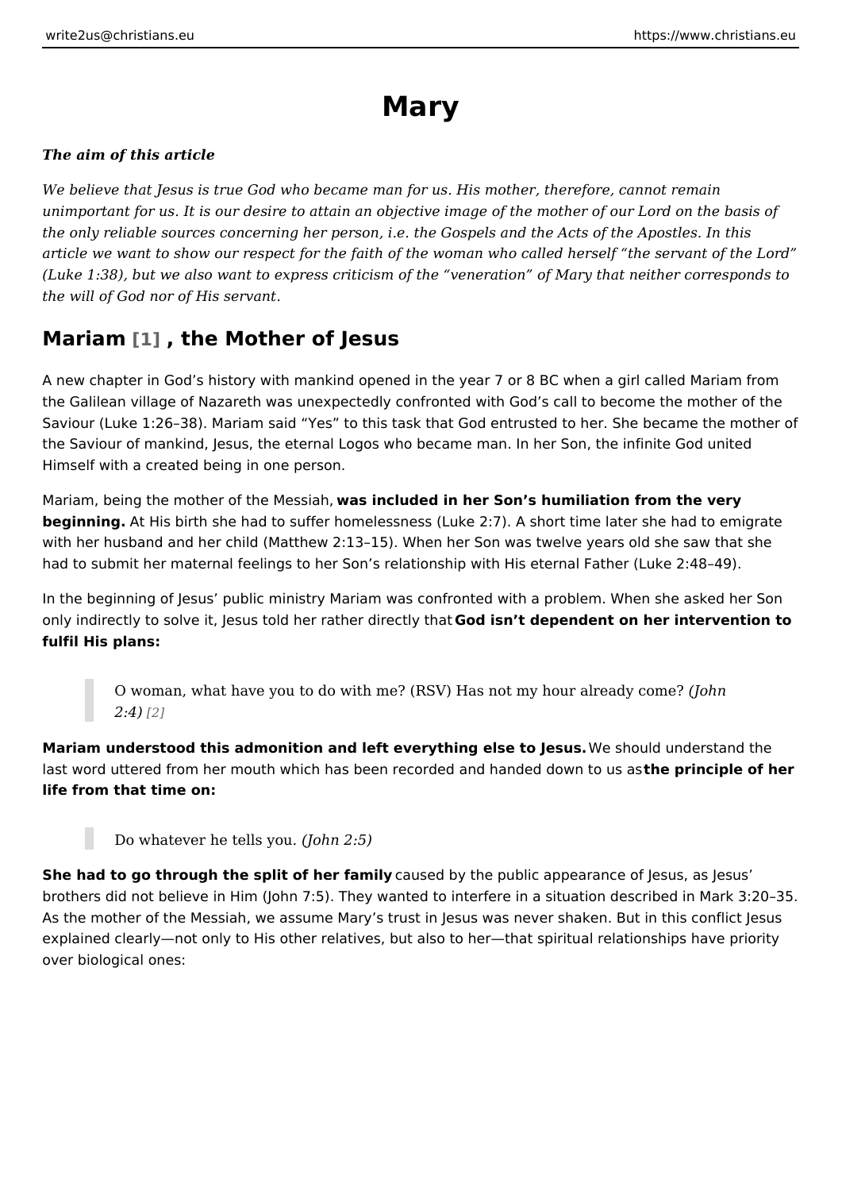# Mary

***The aim of this article***

*We believe that Jesus is true God who became man for us. His mother, therefore, cannot remain unimportant for us. It is our desire to attain an objective image of the mother of our Lord on the basis of the only reliable sources concerning her person, i.e. the Gospels and the Acts of the Apostles. In this article we want to show our respect for the faith of the woman who called herself "the servant of the Lord" (Luke 1:38), but we also want to express criticism of the "veneration" of Mary that neither corresponds to the will of God nor of His servant.*

## Mariam [1] , the Mother of Jesus

A new chapter in God's history with mankind opened in the year 7 or 8 BC when a girl called Mariam from the Galilean village of Nazareth was unexpectedly confronted with God's call to become the mother of the Saviour (Luke 1:26–38). Mariam said "Yes" to this task that God entrusted to her. She became the mother of the Saviour of mankind, Jesus, the eternal Logos who became man. In her Son, the infinite God united Himself with a created being in one person.

Mariam, being the mother of the Messiah, **was included in her Son's humiliation from the very beginning.** At His birth she had to suffer homelessness (Luke 2:7). A short time later she had to emigrate with her husband and her child (Matthew 2:13–15). When her Son was twelve years old she saw that she had to submit her maternal feelings to her Son's relationship with His eternal Father (Luke 2:48–49).

In the beginning of Jesus' public ministry Mariam was confronted with a problem. When she asked her Son only indirectly to solve it, Jesus told her rather directly that **God isn't dependent on her intervention to fulfil His plans:**

> O woman, what have you to do with me? (RSV) Has not my hour already come? *(John 2:4)* [2]

**Mariam understood this admonition and left everything else to Jesus.** We should understand the last word uttered from her mouth which has been recorded and handed down to us as **the principle of her life from that time on:**

> Do whatever he tells you. *(John 2:5)*

**She had to go through the split of her family** caused by the public appearance of Jesus, as Jesus' brothers did not believe in Him (John 7:5). They wanted to interfere in a situation described in Mark 3:20–35. As the mother of the Messiah, we assume Mary's trust in Jesus was never shaken. But in this conflict Jesus explained clearly—not only to His other relatives, but also to her—that spiritual relationships have priority over biological ones: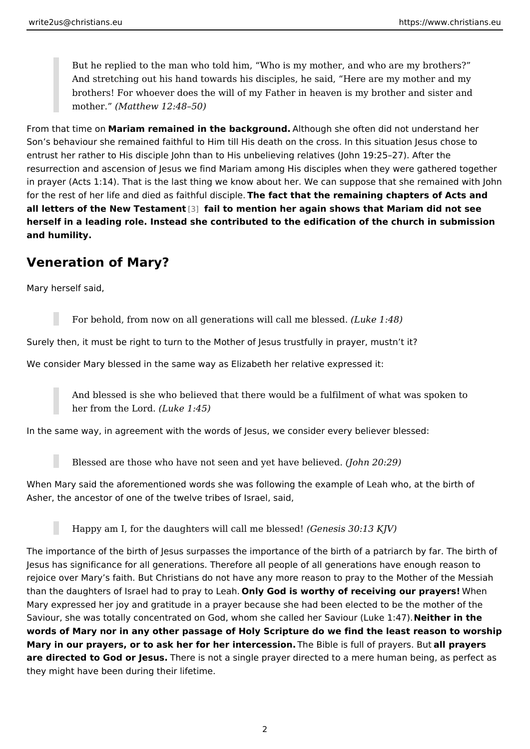> But he replied to the man who told him, "Who is my mother, and who are my brothers?" And stretching out his hand towards his disciples, he said, "Here are my mother and my brothers! For whoever does the will of my Father in heaven is my brother and sister and mother." *(Matthew 12:48–50)*

From that time on **Mariam remained in the background.** Although she often did not understand her Son's behaviour she remained faithful to Him till His death on the cross. In this situation Jesus chose to entrust her rather to His disciple John than to His unbelieving relatives (John 19:25–27). After the resurrection and ascension of Jesus we find Mariam among His disciples when they were gathered together in prayer (Acts 1:14). That is the last thing we know about her. We can suppose that she remained with John for the rest of her life and died as faithful disciple. **The fact that the remaining chapters of Acts and all letters of the New Testament** [3] **fail to mention her again shows that Mariam did not see herself in a leading role. Instead she contributed to the edification of the church in submission and humility.**

## Veneration of Mary?

Mary herself said,

> For behold, from now on all generations will call me blessed. *(Luke 1:48)*

Surely then, it must be right to turn to the Mother of Jesus trustfully in prayer, mustn't it?

We consider Mary blessed in the same way as Elizabeth her relative expressed it:

> And blessed is she who believed that there would be a fulfilment of what was spoken to her from the Lord. *(Luke 1:45)*

In the same way, in agreement with the words of Jesus, we consider every believer blessed:

> Blessed are those who have not seen and yet have believed. *(John 20:29)*

When Mary said the aforementioned words she was following the example of Leah who, at the birth of Asher, the ancestor of one of the twelve tribes of Israel, said,

> Happy am I, for the daughters will call me blessed! *(Genesis 30:13 KJV)*

The importance of the birth of Jesus surpasses the importance of the birth of a patriarch by far. The birth of Jesus has significance for all generations. Therefore all people of all generations have enough reason to rejoice over Mary's faith. But Christians do not have any more reason to pray to the Mother of the Messiah than the daughters of Israel had to pray to Leah. **Only God is worthy of receiving our prayers!** When Mary expressed her joy and gratitude in a prayer because she had been elected to be the mother of the Saviour, she was totally concentrated on God, whom she called her Saviour (Luke 1:47). **Neither in the words of Mary nor in any other passage of Holy Scripture do we find the least reason to worship Mary in our prayers, or to ask her for her intercession.** The Bible is full of prayers. But **all prayers are directed to God or Jesus.** There is not a single prayer directed to a mere human being, as perfect as they might have been during their lifetime.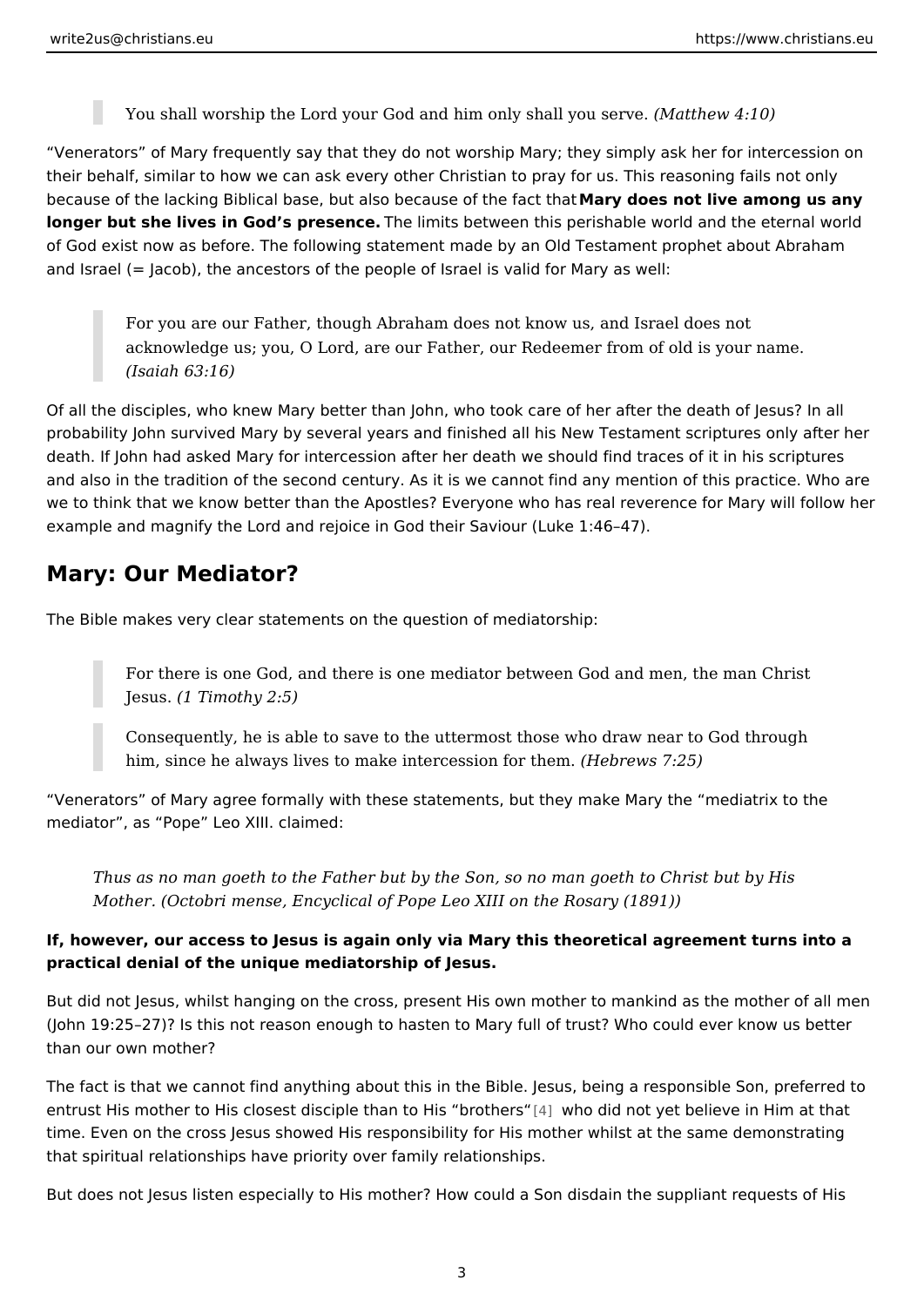> You shall worship the Lord your God and him only shall you serve. *(Matthew 4:10)*

“Venerators” of Mary frequently say that they do not worship Mary; they simply ask her for intercession on their behalf, similar to how we can ask every other Christian to pray for us. This reasoning fails not only because of the lacking Biblical base, but also because of the fact that **Mary does not live among us any longer but she lives in God’s presence.** The limits between this perishable world and the eternal world of God exist now as before. The following statement made by an Old Testament prophet about Abraham and Israel (= Jacob), the ancestors of the people of Israel is valid for Mary as well:

> For you are our Father, though Abraham does not know us, and Israel does not acknowledge us; you, O Lord, are our Father, our Redeemer from of old is your name. *(Isaiah 63:16)*

Of all the disciples, who knew Mary better than John, who took care of her after the death of Jesus? In all probability John survived Mary by several years and finished all his New Testament scriptures only after her death. If John had asked Mary for intercession after her death we should find traces of it in his scriptures and also in the tradition of the second century. As it is we cannot find any mention of this practice. Who are we to think that we know better than the Apostles? Everyone who has real reverence for Mary will follow her example and magnify the Lord and rejoice in God their Saviour (Luke 1:46–47).

## Mary: Our Mediator?

The Bible makes very clear statements on the question of mediatorship:

> For there is one God, and there is one mediator between God and men, the man Christ Jesus. *(1 Timothy 2:5)*

> Consequently, he is able to save to the uttermost those who draw near to God through him, since he always lives to make intercession for them. *(Hebrews 7:25)*

“Venerators” of Mary agree formally with these statements, but they make Mary the “mediatrix to the mediator”, as “Pope” Leo XIII. claimed:

> *Thus as no man goeth to the Father but by the Son, so no man goeth to Christ but by His Mother. (Octobri mense, Encyclical of Pope Leo XIII on the Rosary (1891))*

**If, however, our access to Jesus is again only via Mary this theoretical agreement turns into a practical denial of the unique mediatorship of Jesus.**

But did not Jesus, whilst hanging on the cross, present His own mother to mankind as the mother of all men (John 19:25–27)? Is this not reason enough to hasten to Mary full of trust? Who could ever know us better than our own mother?

The fact is that we cannot find anything about this in the Bible. Jesus, being a responsible Son, preferred to entrust His mother to His closest disciple than to His “brothers“[4] who did not yet believe in Him at that time. Even on the cross Jesus showed His responsibility for His mother whilst at the same demonstrating that spiritual relationships have priority over family relationships.

But does not Jesus listen especially to His mother? How could a Son disdain the suppliant requests of His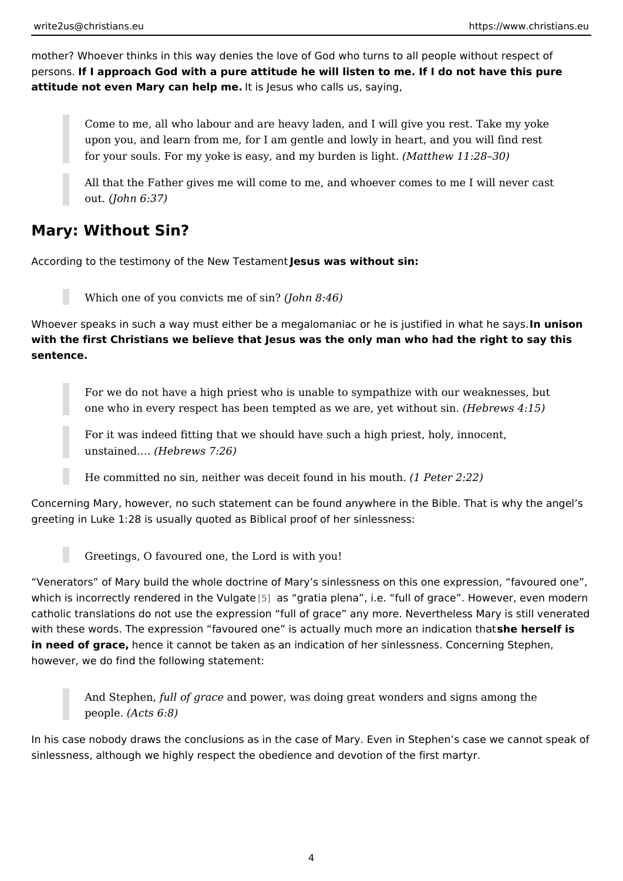mother? Whoever thinks in this way denies the love of God who turns to all people without respect of persons. **If I approach God with a pure attitude he will listen to me. If I do not have this pure attitude not even Mary can help me.** It is Jesus who calls us, saying,

> Come to me, all who labour and are heavy laden, and I will give you rest. Take my yoke upon you, and learn from me, for I am gentle and lowly in heart, and you will find rest for your souls. For my yoke is easy, and my burden is light. *(Matthew 11:28–30)*

> All that the Father gives me will come to me, and whoever comes to me I will never cast out. *(John 6:37)*

## Mary: Without Sin?

According to the testimony of the New Testament **Jesus was without sin:**

> Which one of you convicts me of sin? *(John 8:46)*

Whoever speaks in such a way must either be a megalomaniac or he is justified in what he says. **In unison with the first Christians we believe that Jesus was the only man who had the right to say this sentence.**

> For we do not have a high priest who is unable to sympathize with our weaknesses, but one who in every respect has been tempted as we are, yet without sin. *(Hebrews 4:15)*

> For it was indeed fitting that we should have such a high priest, holy, innocent, unstained.… *(Hebrews 7:26)*

> He committed no sin, neither was deceit found in his mouth. *(1 Peter 2:22)*

Concerning Mary, however, no such statement can be found anywhere in the Bible. That is why the angel's greeting in Luke 1:28 is usually quoted as Biblical proof of her sinlessness:

> Greetings, O favoured one, the Lord is with you!

"Venerators" of Mary build the whole doctrine of Mary's sinlessness on this one expression, "favoured one", which is incorrectly rendered in the Vulgate [5] as "gratia plena", i.e. "full of grace". However, even modern catholic translations do not use the expression "full of grace" any more. Nevertheless Mary is still venerated with these words. The expression "favoured one" is actually much more an indication that **she herself is in need of grace,** hence it cannot be taken as an indication of her sinlessness. Concerning Stephen, however, we do find the following statement:

> And Stephen, *full of grace* and power, was doing great wonders and signs among the people. *(Acts 6:8)*

In his case nobody draws the conclusions as in the case of Mary. Even in Stephen's case we cannot speak of sinlessness, although we highly respect the obedience and devotion of the first martyr.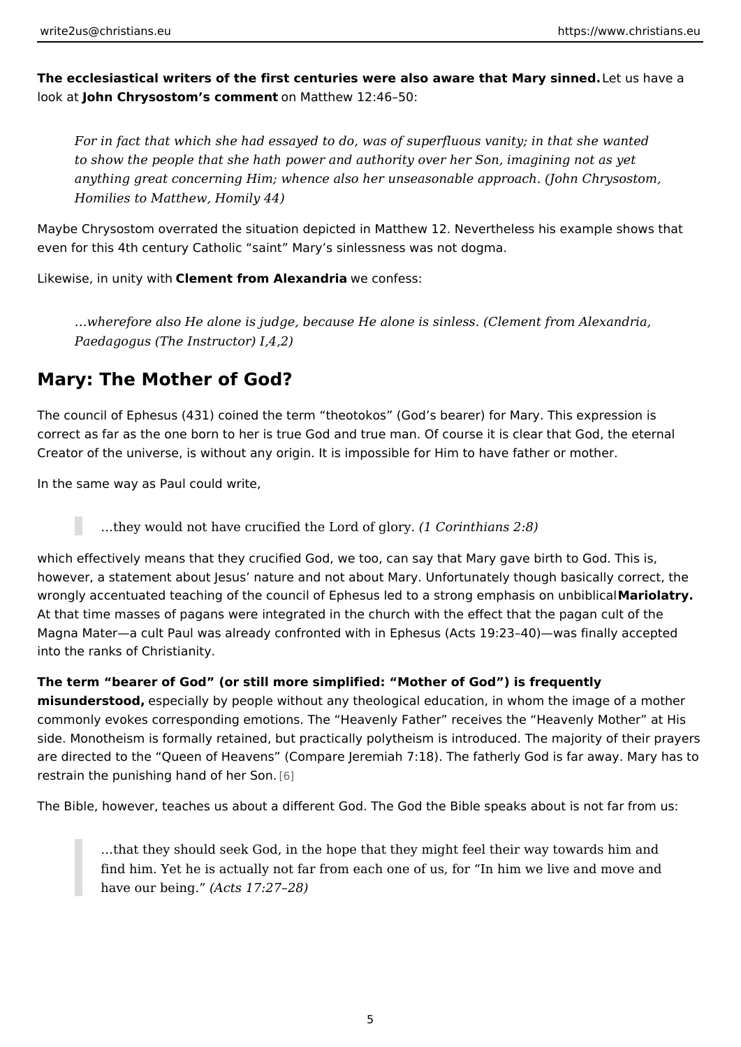**The ecclesiastical writers of the first centuries were also aware that Mary sinned.** Let us have a look at **John Chrysostom's comment** on Matthew 12:46–50:

> *For in fact that which she had essayed to do, was of superfluous vanity; in that she wanted to show the people that she hath power and authority over her Son, imagining not as yet anything great concerning Him; whence also her unseasonable approach. (John Chrysostom, Homilies to Matthew, Homily 44)*

Maybe Chrysostom overrated the situation depicted in Matthew 12. Nevertheless his example shows that even for this 4th century Catholic "saint" Mary's sinlessness was not dogma.

Likewise, in unity with **Clement from Alexandria** we confess:

> *…wherefore also He alone is judge, because He alone is sinless. (Clement from Alexandria, Paedagogus (The Instructor) I,4,2)*

## Mary: The Mother of God?

The council of Ephesus (431) coined the term "theotokos" (God's bearer) for Mary. This expression is correct as far as the one born to her is true God and true man. Of course it is clear that God, the eternal Creator of the universe, is without any origin. It is impossible for Him to have father or mother.

In the same way as Paul could write,

> …they would not have crucified the Lord of glory. *(1 Corinthians 2:8)*

which effectively means that they crucified God, we too, can say that Mary gave birth to God. This is, however, a statement about Jesus' nature and not about Mary. Unfortunately though basically correct, the wrongly accentuated teaching of the council of Ephesus led to a strong emphasis on unbiblical **Mariolatry.** At that time masses of pagans were integrated in the church with the effect that the pagan cult of the Magna Mater—a cult Paul was already confronted with in Ephesus (Acts 19:23–40)—was finally accepted into the ranks of Christianity.

**The term "bearer of God" (or still more simplified: "Mother of God") is frequently misunderstood,** especially by people without any theological education, in whom the image of a mother commonly evokes corresponding emotions. The "Heavenly Father" receives the "Heavenly Mother" at His side. Monotheism is formally retained, but practically polytheism is introduced. The majority of their prayers are directed to the "Queen of Heavens" (Compare Jeremiah 7:18). The fatherly God is far away. Mary has to restrain the punishing hand of her Son. [6]

The Bible, however, teaches us about a different God. The God the Bible speaks about is not far from us:

> …that they should seek God, in the hope that they might feel their way towards him and find him. Yet he is actually not far from each one of us, for "In him we live and move and have our being." *(Acts 17:27–28)*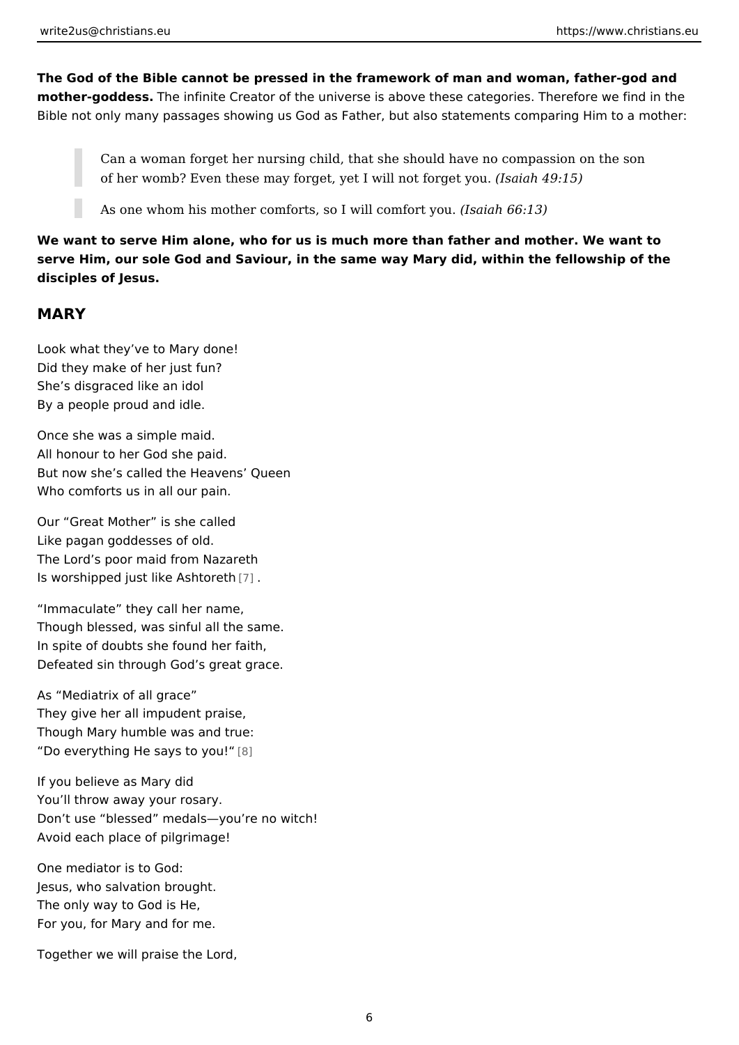**The God of the Bible cannot be pressed in the framework of man and woman, father-god and mother-goddess.** The infinite Creator of the universe is above these categories. Therefore we find in the Bible not only many passages showing us God as Father, but also statements comparing Him to a mother:

> Can a woman forget her nursing child, that she should have no compassion on the son of her womb? Even these may forget, yet I will not forget you. *(Isaiah 49:15)*

> As one whom his mother comforts, so I will comfort you. *(Isaiah 66:13)*

**We want to serve Him alone, who for us is much more than father and mother. We want to serve Him, our sole God and Saviour, in the same way Mary did, within the fellowship of the disciples of Jesus.**

## MARY

Look what they've to Mary done!
Did they make of her just fun?
She's disgraced like an idol
By a people proud and idle.

Once she was a simple maid.
All honour to her God she paid.
But now she's called the Heavens' Queen
Who comforts us in all our pain.

Our "Great Mother" is she called
Like pagan goddesses of old.
The Lord's poor maid from Nazareth
Is worshipped just like Ashtoreth [7] .

"Immaculate" they call her name,
Though blessed, was sinful all the same.
In spite of doubts she found her faith,
Defeated sin through God's great grace.

As "Mediatrix of all grace"
They give her all impudent praise,
Though Mary humble was and true:
"Do everything He says to you!" [8]

If you believe as Mary did
You'll throw away your rosary.
Don't use "blessed" medals—you're no witch!
Avoid each place of pilgrimage!

One mediator is to God:
Jesus, who salvation brought.
The only way to God is He,
For you, for Mary and for me.

Together we will praise the Lord,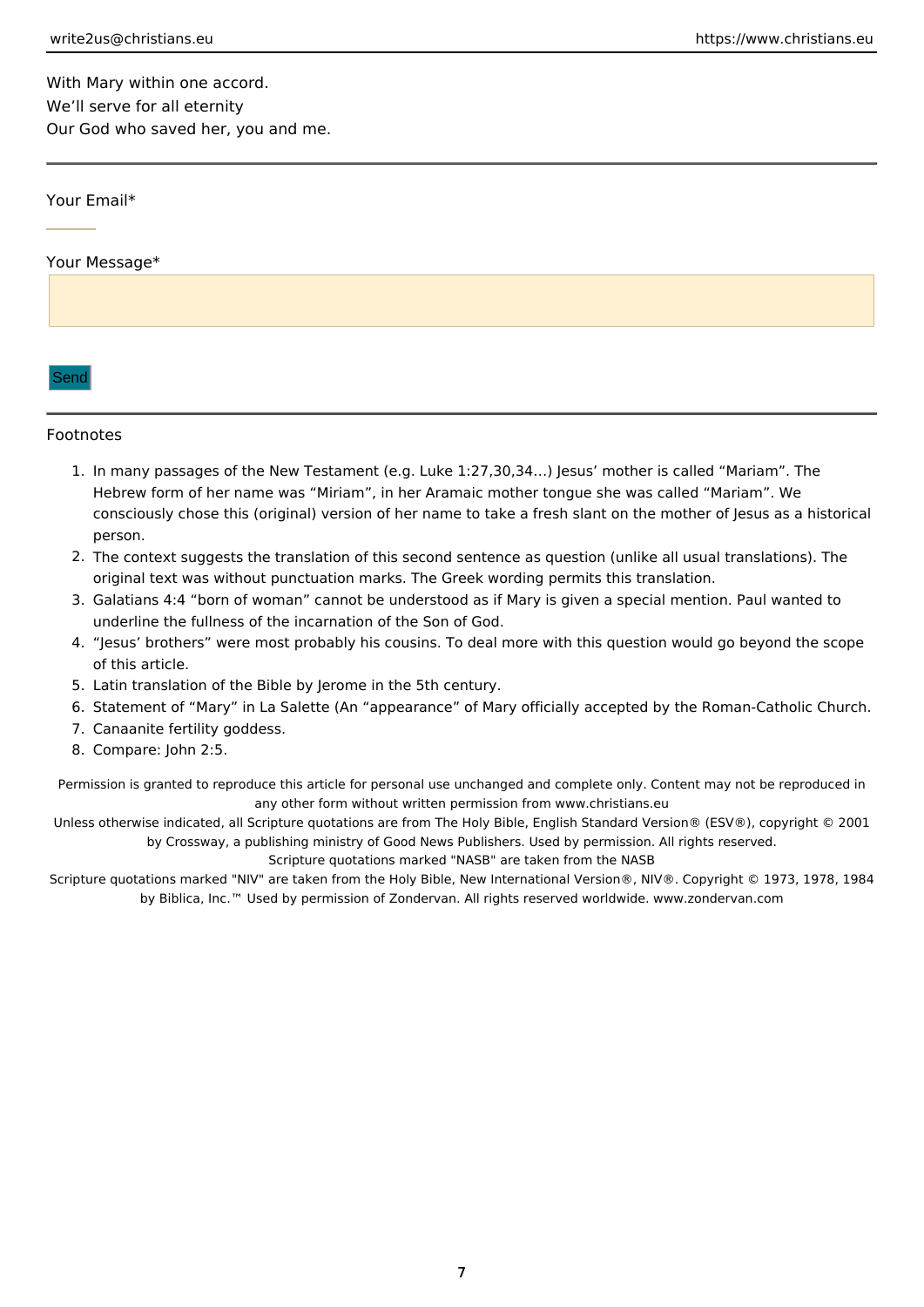With Mary within one accord.
We'll serve for all eternity
Our God who saved her, you and me.

---

Your Email*

Your Message*

Send

---

Footnotes

1. In many passages of the New Testament (e.g. Luke 1:27,30,34...) Jesus' mother is called "Mariam". The Hebrew form of her name was "Miriam", in her Aramaic mother tongue she was called "Mariam". We consciously chose this (original) version of her name to take a fresh slant on the mother of Jesus as a historical person.
2. The context suggests the translation of this second sentence as question (unlike all usual translations). The original text was without punctuation marks. The Greek wording permits this translation.
3. Galatians 4:4 "born of woman" cannot be understood as if Mary is given a special mention. Paul wanted to underline the fullness of the incarnation of the Son of God.
4. "Jesus' brothers" were most probably his cousins. To deal more with this question would go beyond the scope of this article.
5. Latin translation of the Bible by Jerome in the 5th century.
6. Statement of "Mary" in La Salette (An "appearance" of Mary officially accepted by the Roman-Catholic Church.
7. Canaanite fertility goddess.
8. Compare: John 2:5.

Permission is granted to reproduce this article for personal use unchanged and complete only. Content may not be reproduced in any other form without written permission from www.christians.eu

Unless otherwise indicated, all Scripture quotations are from The Holy Bible, English Standard Version® (ESV®), copyright © 2001 by Crossway, a publishing ministry of Good News Publishers. Used by permission. All rights reserved.

Scripture quotations marked "NASB" are taken from the NASB

Scripture quotations marked "NIV" are taken from the Holy Bible, New International Version®, NIV®. Copyright © 1973, 1978, 1984 by Biblica, Inc.™ Used by permission of Zondervan. All rights reserved worldwide. www.zondervan.com